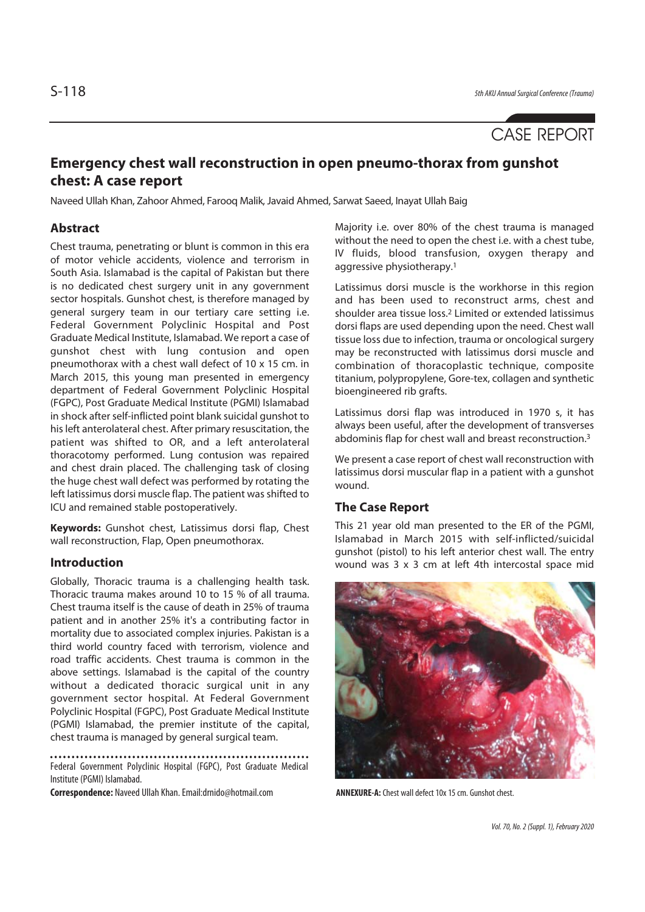CASE REPORT

# Emergency chest wall reconstruction in open pneumo-thorax from gunshot chest: A case report

Naveed Ullah Khan, Zahoor Ahmed, Farooq Malik, Javaid Ahmed, Sarwat Saeed, Inayat Ullah Baig

## Abstract

Chest trauma, penetrating or blunt is common in this era of motor vehicle accidents, violence and terrorism in South Asia. Islamabad is the capital of Pakistan but there is no dedicated chest surgery unit in any government sector hospitals. Gunshot chest, is therefore managed by general surgery team in our tertiary care setting i.e. Federal Government Polyclinic Hospital and Post Graduate Medical Institute, Islamabad. We report a case of gunshot chest with lung contusion and open pneumothorax with a chest wall defect of 10 x 15 cm. in March 2015, this young man presented in emergency department of Federal Government Polyclinic Hospital (FGPC), Post Graduate Medical Institute (PGMI) Islamabad in shock after self-inflicted point blank suicidal gunshot to his left anterolateral chest. After primary resuscitation, the patient was shifted to OR, and a left anterolateral thoracotomy performed. Lung contusion was repaired and chest drain placed. The challenging task of closing the huge chest wall defect was performed by rotating the left latissimus dorsi muscle flap. The patient was shifted to ICU and remained stable postoperatively.

**Keywords:** Gunshot chest, Latissimus dorsi flap, Chest wall reconstruction, Flap, Open pneumothorax.

## Introduction

Globally, Thoracic trauma is a challenging health task. Thoracic trauma makes around 10 to 15 % of all trauma. Chest trauma itself is the cause of death in 25% of trauma patient and in another 25% it's a contributing factor in mortality due to associated complex injuries. Pakistan is a third world country faced with terrorism, violence and road traffic accidents. Chest trauma is common in the above settings. Islamabad is the capital of the country without a dedicated thoracic surgical unit in any government sector hospital. At Federal Government Polyclinic Hospital (FGPC), Post Graduate Medical Institute (PGMI) Islamabad, the premier institute of the capital, chest trauma is managed by general surgical team.

Federal Government Polyclinic Hospital (FGPC), Post Graduate Medical Institute (PGMI) Islamabad.

**Correspondence:** Naveed Ullah Khan. Email:drnido@hotmail.com

Majority i.e. over 80% of the chest trauma is managed without the need to open the chest i.e. with a chest tube, IV fluids, blood transfusion, oxygen therapy and aggressive physiotherapy.[1]

Latissimus dorsi muscle is the workhorse in this region and has been used to reconstruct arms, chest and shoulder area tissue loss.[2] Limited or extended latissimus dorsi flaps are used depending upon the need. Chest wall tissue loss due to infection, trauma or oncological surgery may be reconstructed with latissimus dorsi muscle and combination of thoracoplastic technique, composite titanium, polypropylene, Gore-tex, collagen and synthetic bioengineered rib grafts.

Latissimus dorsi flap was introduced in 1970 s, it has always been useful, after the development of transverses abdominis flap for chest wall and breast reconstruction.[3]

We present a case report of chest wall reconstruction with latissimus dorsi muscular flap in a patient with a gunshot wound.

## The Case Report

This 21 year old man presented to the ER of the PGMI, Islamabad in March 2015 with self-inflicted/suicidal gunshot (pistol) to his left anterior chest wall. The entry wound was 3 x 3 cm at left 4th intercostal space mid

**ANNEXURE-A:** Chest wall defect 10x 15 cm. Gunshot chest.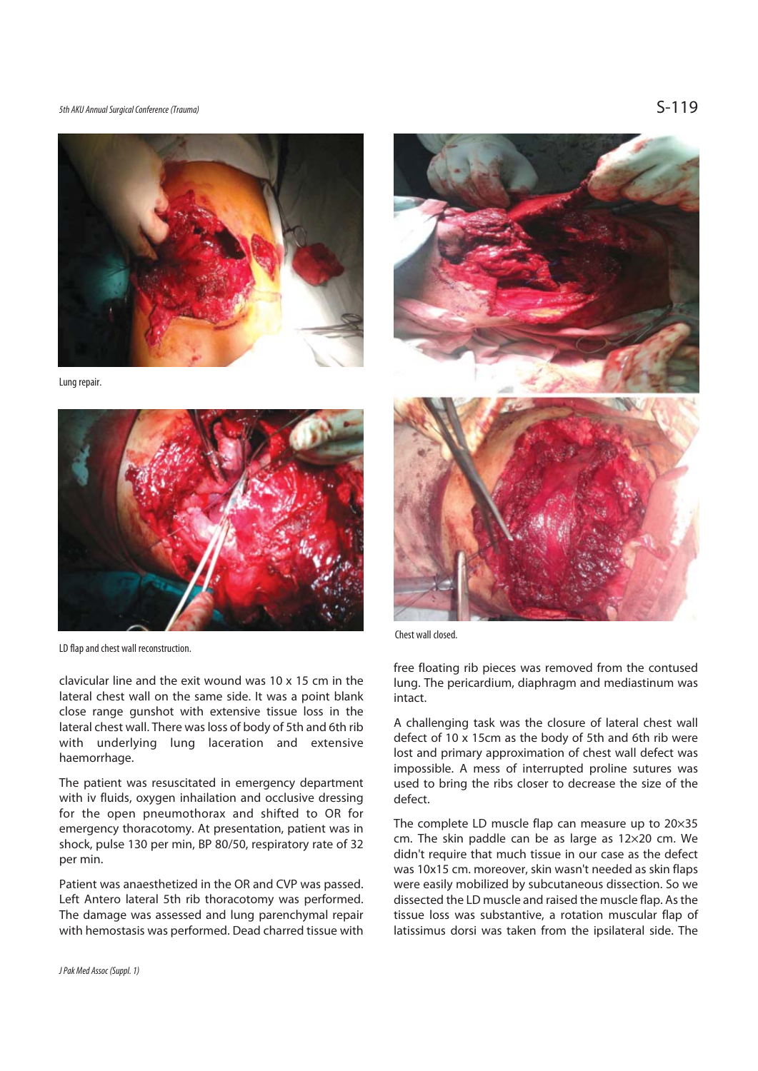Lung repair.

LD flap and chest wall reconstruction.

Chest wall closed.

clavicular line and the exit wound was 10 x 15 cm in the lateral chest wall on the same side. It was a point blank close range gunshot with extensive tissue loss in the lateral chest wall. There was loss of body of 5th and 6th rib with underlying lung laceration and extensive haemorrhage.

The patient was resuscitated in emergency department with iv fluids, oxygen inhailation and occlusive dressing for the open pneumothorax and shifted to OR for emergency thoracotomy. At presentation, patient was in shock, pulse 130 per min, BP 80/50, respiratory rate of 32 per min.

Patient was anaesthetized in the OR and CVP was passed. Left Antero lateral 5th rib thoracotomy was performed. The damage was assessed and lung parenchymal repair with hemostasis was performed. Dead charred tissue with free floating rib pieces was removed from the contused lung. The pericardium, diaphragm and mediastinum was intact.

A challenging task was the closure of lateral chest wall defect of 10 x 15cm as the body of 5th and 6th rib were lost and primary approximation of chest wall defect was impossible. A mess of interrupted proline sutures was used to bring the ribs closer to decrease the size of the defect.

The complete LD muscle flap can measure up to 20×35 cm. The skin paddle can be as large as 12×20 cm. We didn't require that much tissue in our case as the defect was 10x15 cm. moreover, skin wasn't needed as skin flaps were easily mobilized by subcutaneous dissection. So we dissected the LD muscle and raised the muscle flap. As the tissue loss was substantive, a rotation muscular flap of latissimus dorsi was taken from the ipsilateral side. The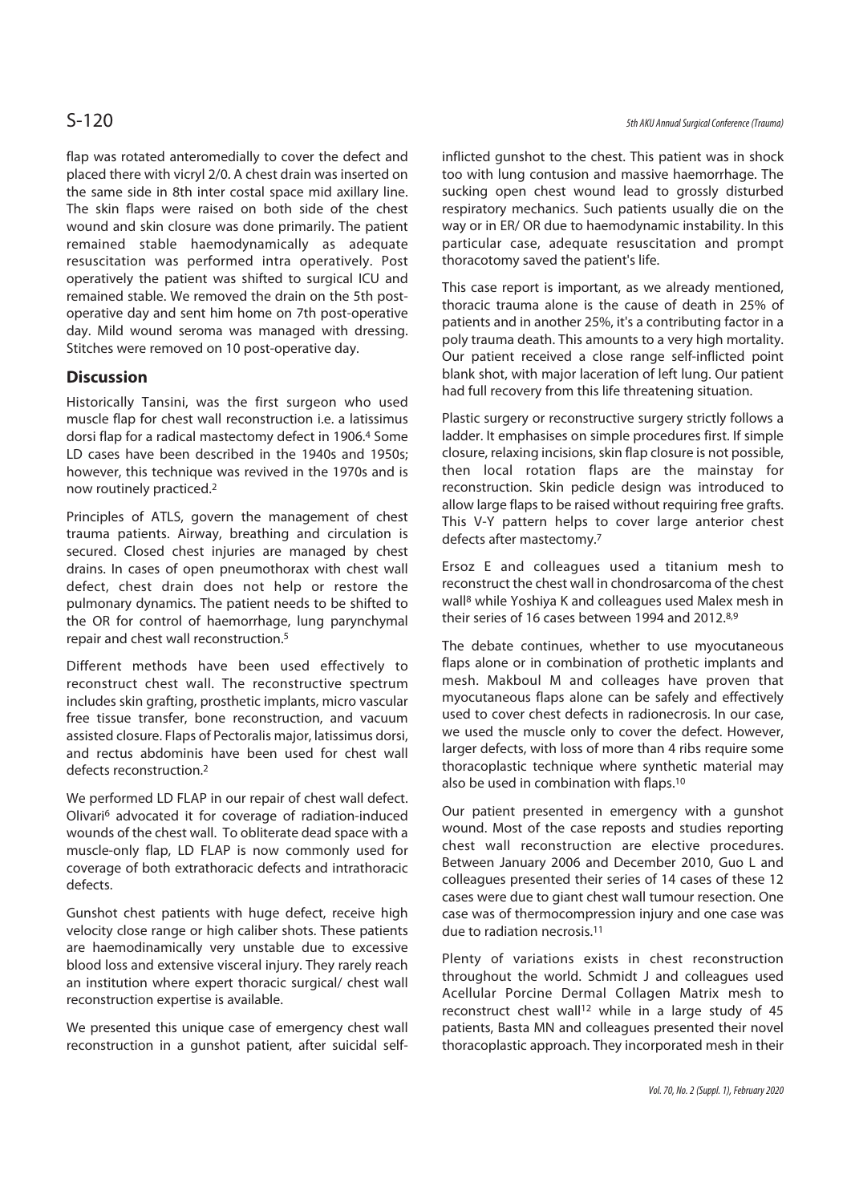flap was rotated anteromedially to cover the defect and placed there with vicryl 2/0. A chest drain was inserted on the same side in 8th inter costal space mid axillary line. The skin flaps were raised on both side of the chest wound and skin closure was done primarily. The patient remained stable haemodynamically as adequate resuscitation was performed intra operatively. Post operatively the patient was shifted to surgical ICU and remained stable. We removed the drain on the 5th post-operative day and sent him home on 7th post-operative day. Mild wound seroma was managed with dressing. Stitches were removed on 10 post-operative day.

## Discussion

Historically Tansini, was the first surgeon who used muscle flap for chest wall reconstruction i.e. a latissimus dorsi flap for a radical mastectomy defect in 1906.[4] Some LD cases have been described in the 1940s and 1950s; however, this technique was revived in the 1970s and is now routinely practiced.[2]

Principles of ATLS, govern the management of chest trauma patients. Airway, breathing and circulation is secured. Closed chest injuries are managed by chest drains. In cases of open pneumothorax with chest wall defect, chest drain does not help or restore the pulmonary dynamics. The patient needs to be shifted to the OR for control of haemorrhage, lung parynchymal repair and chest wall reconstruction.[5]

Different methods have been used effectively to reconstruct chest wall. The reconstructive spectrum includes skin grafting, prosthetic implants, micro vascular free tissue transfer, bone reconstruction, and vacuum assisted closure. Flaps of Pectoralis major, latissimus dorsi, and rectus abdominis have been used for chest wall defects reconstruction.[2]

We performed LD FLAP in our repair of chest wall defect. Olivari[6] advocated it for coverage of radiation-induced wounds of the chest wall. To obliterate dead space with a muscle-only flap, LD FLAP is now commonly used for coverage of both extrathoracic defects and intrathoracic defects.

Gunshot chest patients with huge defect, receive high velocity close range or high caliber shots. These patients are haemodinamically very unstable due to excessive blood loss and extensive visceral injury. They rarely reach an institution where expert thoracic surgical/ chest wall reconstruction expertise is available.

We presented this unique case of emergency chest wall reconstruction in a gunshot patient, after suicidal self-inflicted gunshot to the chest. This patient was in shock too with lung contusion and massive haemorrhage. The sucking open chest wound lead to grossly disturbed respiratory mechanics. Such patients usually die on the way or in ER/ OR due to haemodynamic instability. In this particular case, adequate resuscitation and prompt thoracotomy saved the patient's life.

This case report is important, as we already mentioned, thoracic trauma alone is the cause of death in 25% of patients and in another 25%, it's a contributing factor in a poly trauma death. This amounts to a very high mortality. Our patient received a close range self-inflicted point blank shot, with major laceration of left lung. Our patient had full recovery from this life threatening situation.

Plastic surgery or reconstructive surgery strictly follows a ladder. It emphasises on simple procedures first. If simple closure, relaxing incisions, skin flap closure is not possible, then local rotation flaps are the mainstay for reconstruction. Skin pedicle design was introduced to allow large flaps to be raised without requiring free grafts. This V-Y pattern helps to cover large anterior chest defects after mastectomy.[7]

Ersoz E and colleagues used a titanium mesh to reconstruct the chest wall in chondrosarcoma of the chest wall[8] while Yoshiya K and colleagues used Malex mesh in their series of 16 cases between 1994 and 2012.[8,9]

The debate continues, whether to use myocutaneous flaps alone or in combination of prothetic implants and mesh. Makboul M and colleages have proven that myocutaneous flaps alone can be safely and effectively used to cover chest defects in radionecrosis. In our case, we used the muscle only to cover the defect. However, larger defects, with loss of more than 4 ribs require some thoracoplastic technique where synthetic material may also be used in combination with flaps.[10]

Our patient presented in emergency with a gunshot wound. Most of the case reposts and studies reporting chest wall reconstruction are elective procedures. Between January 2006 and December 2010, Guo L and colleagues presented their series of 14 cases of these 12 cases were due to giant chest wall tumour resection. One case was of thermocompression injury and one case was due to radiation necrosis.[11]

Plenty of variations exists in chest reconstruction throughout the world. Schmidt J and colleagues used Acellular Porcine Dermal Collagen Matrix mesh to reconstruct chest wall[12] while in a large study of 45 patients, Basta MN and colleagues presented their novel thoracoplastic approach. They incorporated mesh in their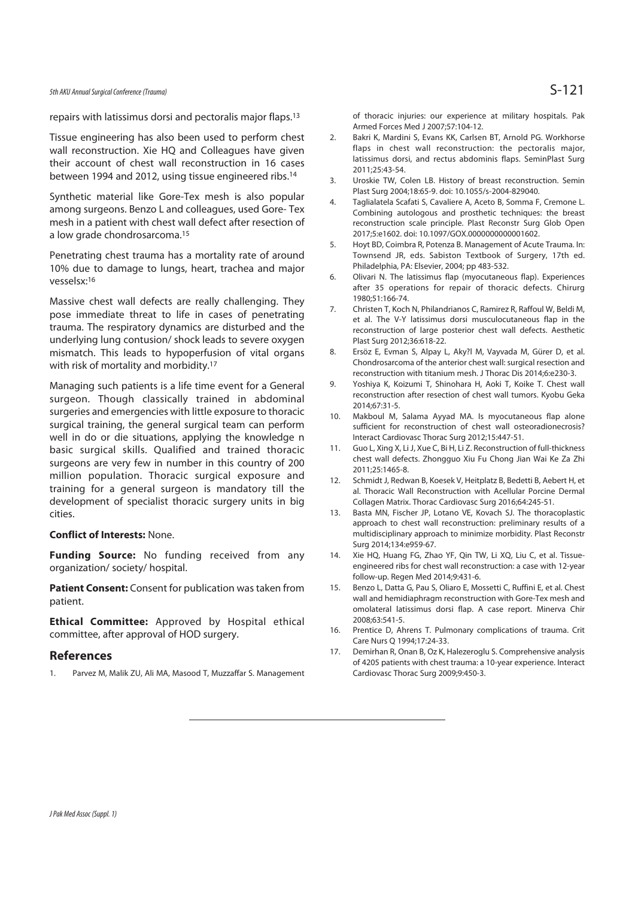repairs with latissimus dorsi and pectoralis major flaps.[13]

Tissue engineering has also been used to perform chest wall reconstruction. Xie HQ and Colleagues have given their account of chest wall reconstruction in 16 cases between 1994 and 2012, using tissue engineered ribs.[14]

Synthetic material like Gore-Tex mesh is also popular among surgeons. Benzo L and colleagues, used Gore- Tex mesh in a patient with chest wall defect after resection of a low grade chondrosarcoma.[15]

Penetrating chest trauma has a mortality rate of around 10% due to damage to lungs, heart, trachea and major vesselsx:[16]

Massive chest wall defects are really challenging. They pose immediate threat to life in cases of penetrating trauma. The respiratory dynamics are disturbed and the underlying lung contusion/ shock leads to severe oxygen mismatch. This leads to hypoperfusion of vital organs with risk of mortality and morbidity.[17]

Managing such patients is a life time event for a General surgeon. Though classically trained in abdominal surgeries and emergencies with little exposure to thoracic surgical training, the general surgical team can perform well in do or die situations, applying the knowledge n basic surgical skills. Qualified and trained thoracic surgeons are very few in number in this country of 200 million population. Thoracic surgical exposure and training for a general surgeon is mandatory till the development of specialist thoracic surgery units in big cities.

**Conflict of Interests:** None.

**Funding Source:** No funding received from any organization/ society/ hospital.

**Patient Consent:** Consent for publication was taken from patient.

**Ethical Committee:** Approved by Hospital ethical committee, after approval of HOD surgery.

## References

1. Parvez M, Malik ZU, Ali MA, Masood T, Muzzaffar S. Management of thoracic injuries: our experience at military hospitals. Pak Armed Forces Med J 2007;57:104-12.
2. Bakri K, Mardini S, Evans KK, Carlsen BT, Arnold PG. Workhorse flaps in chest wall reconstruction: the pectoralis major, latissimus dorsi, and rectus abdominis flaps. SeminPlast Surg 2011;25:43-54.
3. Uroskie TW, Colen LB. History of breast reconstruction. Semin Plast Surg 2004;18:65-9. doi: 10.1055/s-2004-829040.
4. Taglialatela Scafati S, Cavaliere A, Aceto B, Somma F, Cremone L. Combining autologous and prosthetic techniques: the breast reconstruction scale principle. Plast Reconstr Surg Glob Open 2017;5:e1602. doi: 10.1097/GOX.0000000000001602.
5. Hoyt BD, Coimbra R, Potenza B. Management of Acute Trauma. In: Townsend JR, eds. Sabiston Textbook of Surgery, 17th ed. Philadelphia, PA: Elsevier, 2004; pp 483-532.
6. Olivari N. The latissimus flap (myocutaneous flap). Experiences after 35 operations for repair of thoracic defects. Chirurg 1980;51:166-74.
7. Christen T, Koch N, Philandrianos C, Ramirez R, Raffoul W, Beldi M, et al. The V-Y latissimus dorsi musculocutaneous flap in the reconstruction of large posterior chest wall defects. Aesthetic Plast Surg 2012;36:618-22.
8. Ersöz E, Evman S, Alpay L, Aky?l M, Vayvada M, Gürer D, et al. Chondrosarcoma of the anterior chest wall: surgical resection and reconstruction with titanium mesh. J Thorac Dis 2014;6:e230-3.
9. Yoshiya K, Koizumi T, Shinohara H, Aoki T, Koike T. Chest wall reconstruction after resection of chest wall tumors. Kyobu Geka 2014;67:31-5.
10. Makboul M, Salama Ayyad MA. Is myocutaneous flap alone sufficient for reconstruction of chest wall osteoradionecrosis? Interact Cardiovasc Thorac Surg 2012;15:447-51.
11. Guo L, Xing X, Li J, Xue C, Bi H, Li Z. Reconstruction of full-thickness chest wall defects. Zhongguo Xiu Fu Chong Jian Wai Ke Za Zhi 2011;25:1465-8.
12. Schmidt J, Redwan B, Koesek V, Heitplatz B, Bedetti B, Aebert H, et al. Thoracic Wall Reconstruction with Acellular Porcine Dermal Collagen Matrix. Thorac Cardiovasc Surg 2016;64:245-51.
13. Basta MN, Fischer JP, Lotano VE, Kovach SJ. The thoracoplastic approach to chest wall reconstruction: preliminary results of a multidisciplinary approach to minimize morbidity. Plast Reconstr Surg 2014;134:e959-67.
14. Xie HQ, Huang FG, Zhao YF, Qin TW, Li XQ, Liu C, et al. Tissue-engineered ribs for chest wall reconstruction: a case with 12-year follow-up. Regen Med 2014;9:431-6.
15. Benzo L, Datta G, Pau S, Oliaro E, Mossetti C, Ruffini E, et al. Chest wall and hemidiaphragm reconstruction with Gore-Tex mesh and omolateral latissimus dorsi flap. A case report. Minerva Chir 2008;63:541-5.
16. Prentice D, Ahrens T. Pulmonary complications of trauma. Crit Care Nurs Q 1994;17:24-33.
17. Demirhan R, Onan B, Oz K, Halezeroglu S. Comprehensive analysis of 4205 patients with chest trauma: a 10-year experience. Interact Cardiovasc Thorac Surg 2009;9:450-3.